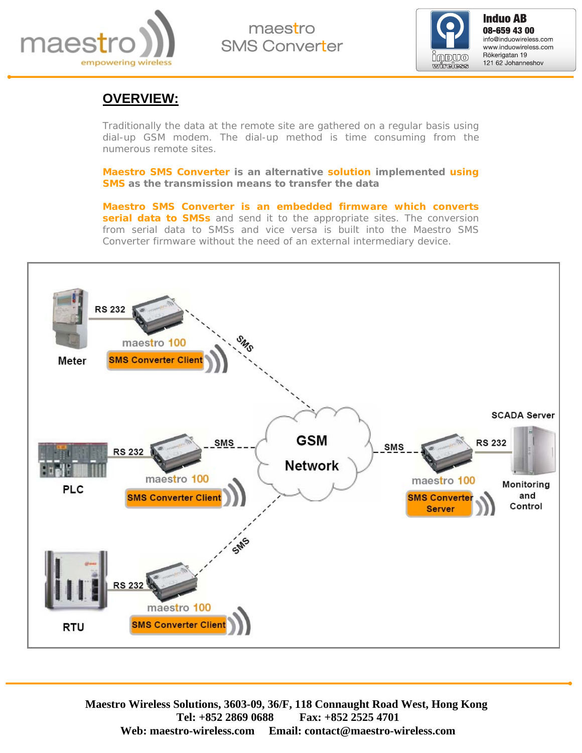# maestro SMS Converter

Induo AB
08-659 43 00
info@induowireless.com
www.induowireless.com
Rökerigatan 19
121 62 Johanneshov

## OVERVIEW:

Traditionally the data at the remote site are gathered on a regular basis using dial-up GSM modem. The dial-up method is time consuming from the numerous remote sites.

**Maestro SMS Converter is an alternative solution implemented using SMS as the transmission means to transfer the data**

**Maestro SMS Converter is an embedded firmware which converts serial data to SMSs** and send it to the appropriate sites. The conversion from serial data to SMSs and vice versa is built into the Maestro SMS Converter firmware without the need of an external intermediary device.

Meter — RS 232 — maestro 100 SMS Converter Client — SMS

PLC — RS 232 — maestro 100 SMS Converter Client — SMS

RTU — RS 232 — maestro 100 SMS Converter Client — SMS

GSM Network — SMS — maestro 100 SMS Converter Server — RS 232 — SCADA Server (Monitoring and Control)

Maestro Wireless Solutions, 3603-09, 36/F, 118 Connaught Road West, Hong Kong
Tel: +852 2869 0688 Fax: +852 2525 4701
Web: maestro-wireless.com Email: contact@maestro-wireless.com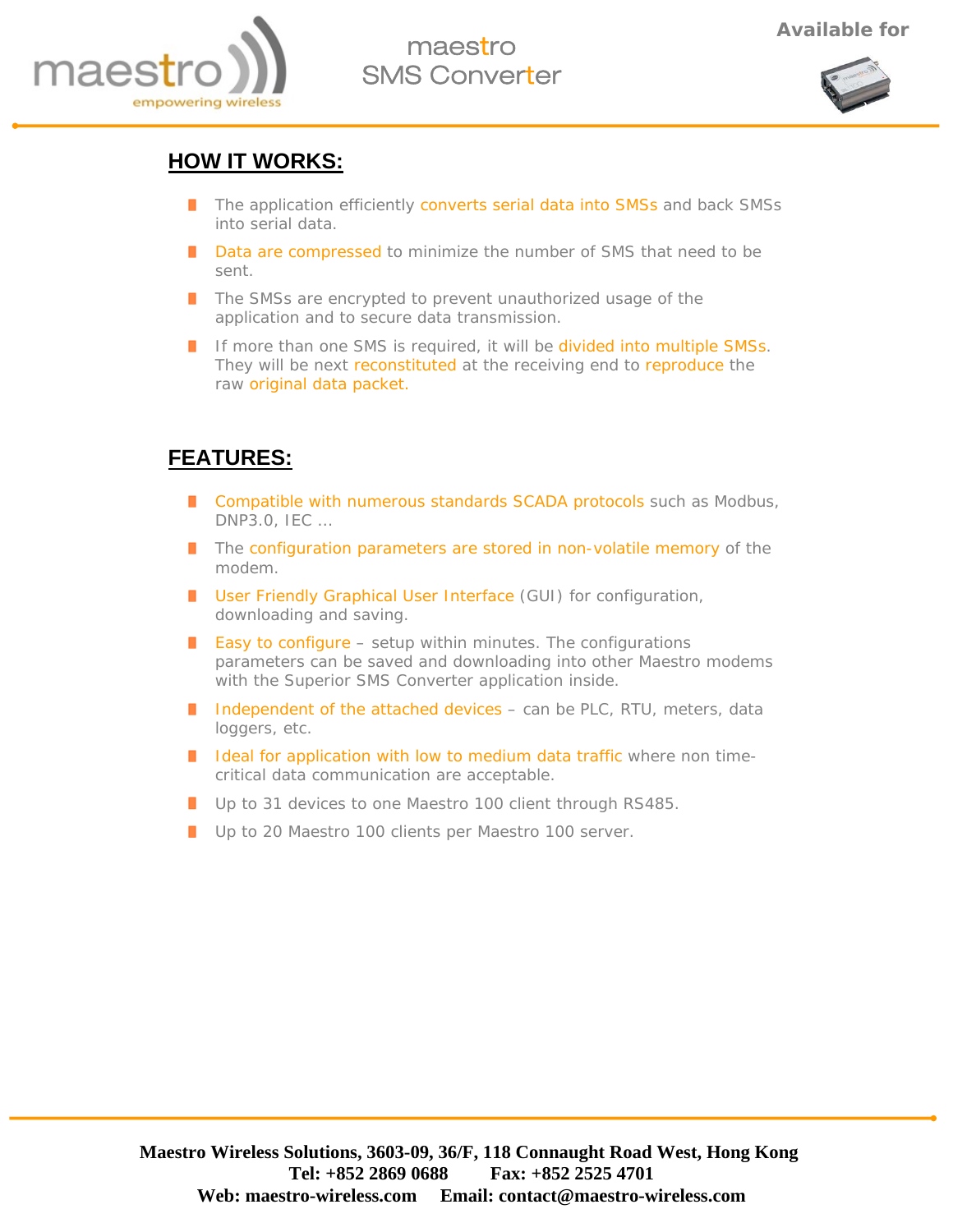## HOW IT WORKS:

- The application efficiently converts serial data into SMSs and back SMSs into serial data.
- Data are compressed to minimize the number of SMS that need to be sent.
- The SMSs are encrypted to prevent unauthorized usage of the application and to secure data transmission.
- If more than one SMS is required, it will be divided into multiple SMSs. They will be next reconstituted at the receiving end to reproduce the raw original data packet.

## FEATURES:

- Compatible with numerous standards SCADA protocols such as Modbus, DNP3.0, IEC …
- The configuration parameters are stored in non-volatile memory of the modem.
- User Friendly Graphical User Interface (GUI) for configuration, downloading and saving.
- Easy to configure – setup within minutes. The configurations parameters can be saved and downloading into other Maestro modems with the Superior SMS Converter application inside.
- Independent of the attached devices – can be PLC, RTU, meters, data loggers, etc.
- Ideal for application with low to medium data traffic where non time-critical data communication are acceptable.
- Up to 31 devices to one Maestro 100 client through RS485.
- Up to 20 Maestro 100 clients per Maestro 100 server.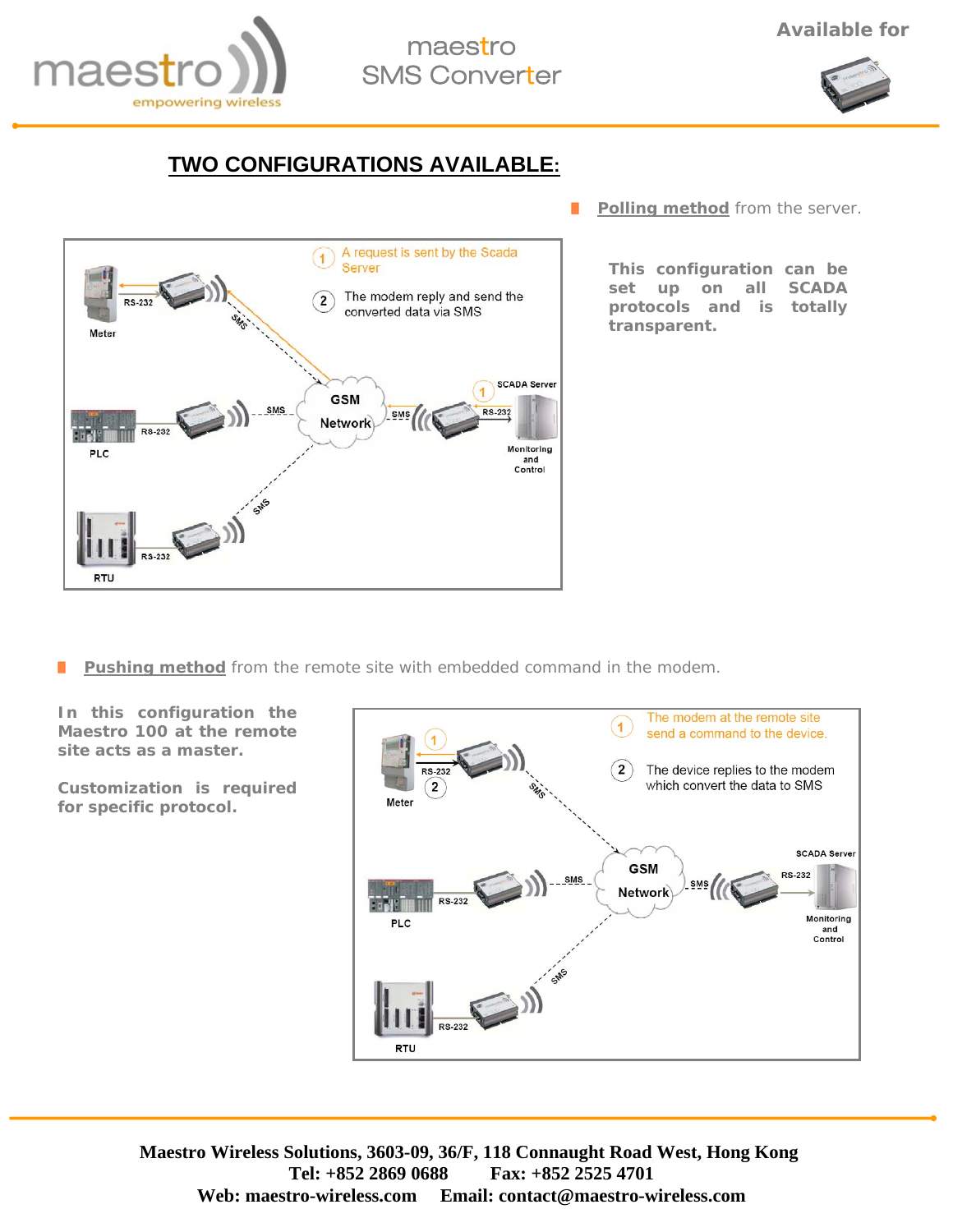## TWO CONFIGURATIONS AVAILABLE:

**Polling method** from the server.

**This configuration can be set up on all SCADA protocols and is totally transparent.**

1. A request is sent by the Scada Server
2. The modem reply and send the converted data via SMS

Meter, RS-232, SMS, PLC, RTU, GSM Network, SCADA Server, Monitoring and Control

**Pushing method** from the remote site with embedded command in the modem.

**In this configuration the Maestro 100 at the remote site acts as a master.**

**Customization is required for specific protocol.**

1. The modem at the remote site send a command to the device.
2. The device replies to the modem which convert the data to SMS

Meter, RS-232, SMS, PLC, RTU, GSM Network, SCADA Server, Monitoring and Control

**Maestro Wireless Solutions, 3603-09, 36/F, 118 Connaught Road West, Hong Kong**
**Tel: +852 2869 0688 Fax: +852 2525 4701**
**Web: maestro-wireless.com Email: contact@maestro-wireless.com**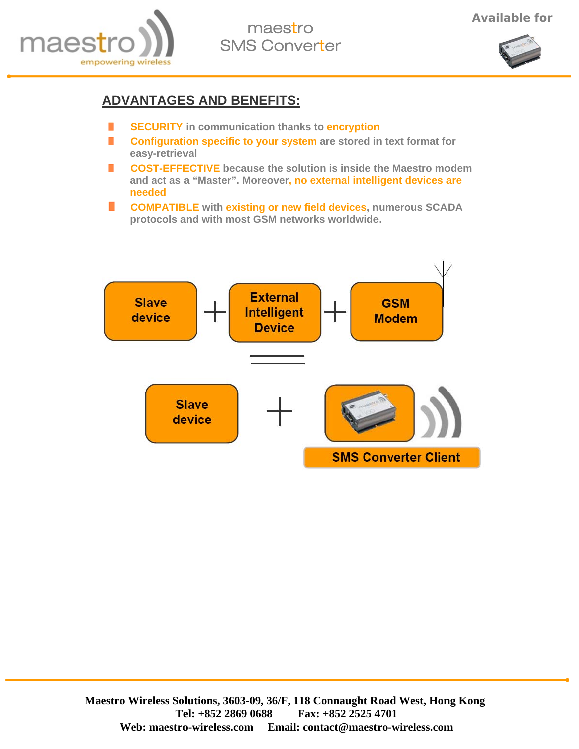## ADVANTAGES AND BENEFITS:

- **SECURITY** in communication thanks to **encryption**
- **Configuration specific to your system** are stored in text format for easy-retrieval
- **COST-EFFECTIVE** because the solution is inside the Maestro modem and act as a "Master". Moreover, **no external intelligent devices are needed**
- **COMPATIBLE** with **existing or new field devices**, numerous SCADA protocols and with most GSM networks worldwide.

Slave device + External Intelligent Device + GSM Modem

=

Slave device + SMS Converter Client